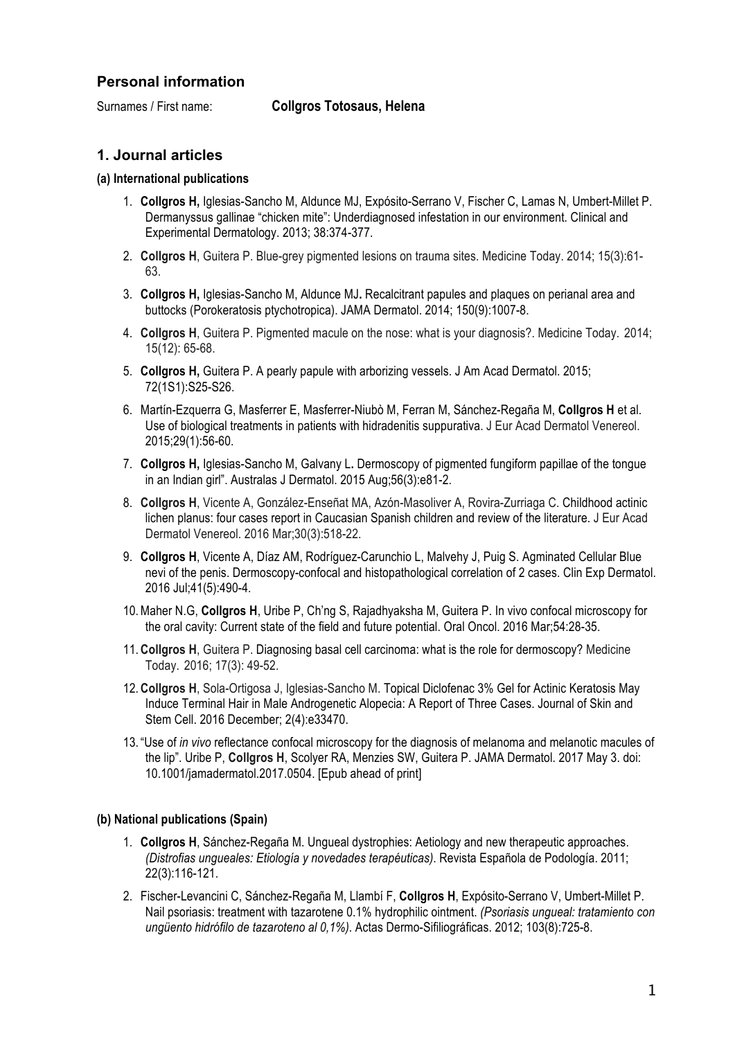## Personal information

Surnames / First name: **Collgros Totosaus, Helena**

## 1. Journal articles

#### (a) International publications

1. **Collgros H,** Iglesias-Sancho M, Aldunce MJ, Expósito-Serrano V, Fischer C, Lamas N, Umbert-Millet P. Dermanyssus gallinae "chicken mite": Underdiagnosed infestation in our environment. Clinical and Experimental Dermatology. 2013; 38:374-377.
2. **Collgros H**, Guitera P. Blue-grey pigmented lesions on trauma sites. Medicine Today. 2014; 15(3):61-63.
3. **Collgros H,** Iglesias-Sancho M, Aldunce MJ**.** Recalcitrant papules and plaques on perianal area and buttocks (Porokeratosis ptychotropica). JAMA Dermatol. 2014; 150(9):1007-8.
4. **Collgros H**, Guitera P. Pigmented macule on the nose: what is your diagnosis?. Medicine Today. 2014; 15(12): 65-68.
5. **Collgros H,** Guitera P. A pearly papule with arborizing vessels. J Am Acad Dermatol. 2015; 72(1S1):S25-S26.
6. Martín-Ezquerra G, Masferrer E, Masferrer-Niubò M, Ferran M, Sánchez-Regaña M, **Collgros H** et al. Use of biological treatments in patients with hidradenitis suppurativa. J Eur Acad Dermatol Venereol. 2015;29(1):56-60.
7. **Collgros H,** Iglesias-Sancho M, Galvany L**.** Dermoscopy of pigmented fungiform papillae of the tongue in an Indian girl". Australas J Dermatol. 2015 Aug;56(3):e81-2.
8. **Collgros H**, Vicente A, González-Enseñat MA, Azón-Masoliver A, Rovira-Zurriaga C. Childhood actinic lichen planus: four cases report in Caucasian Spanish children and review of the literature. J Eur Acad Dermatol Venereol. 2016 Mar;30(3):518-22.
9. **Collgros H**, Vicente A, Díaz AM, Rodríguez-Carunchio L, Malvehy J, Puig S. Agminated Cellular Blue nevi of the penis. Dermoscopy-confocal and histopathological correlation of 2 cases. Clin Exp Dermatol. 2016 Jul;41(5):490-4.
10. Maher N.G, **Collgros H**, Uribe P, Ch'ng S, Rajadhyaksha M, Guitera P. In vivo confocal microscopy for the oral cavity: Current state of the field and future potential. Oral Oncol. 2016 Mar;54:28-35.
11. **Collgros H**, Guitera P. Diagnosing basal cell carcinoma: what is the role for dermoscopy? Medicine Today. 2016; 17(3): 49-52.
12. **Collgros H**, Sola-Ortigosa J, Iglesias-Sancho M. Topical Diclofenac 3% Gel for Actinic Keratosis May Induce Terminal Hair in Male Androgenetic Alopecia: A Report of Three Cases. Journal of Skin and Stem Cell. 2016 December; 2(4):e33470.
13. "Use of *in vivo* reflectance confocal microscopy for the diagnosis of melanoma and melanotic macules of the lip". Uribe P, **Collgros H**, Scolyer RA, Menzies SW, Guitera P. JAMA Dermatol. 2017 May 3. doi: 10.1001/jamadermatol.2017.0504. [Epub ahead of print]

#### (b) National publications (Spain)

1. **Collgros H**, Sánchez-Regaña M. Ungueal dystrophies: Aetiology and new therapeutic approaches. *(Distrofias ungueales: Etiología y novedades terapéuticas)*. Revista Española de Podología. 2011; 22(3):116-121.
2. Fischer-Levancini C, Sánchez-Regaña M, Llambí F, **Collgros H**, Expósito-Serrano V, Umbert-Millet P. Nail psoriasis: treatment with tazarotene 0.1% hydrophilic ointment. *(Psoriasis ungueal: tratamiento con ungüento hidrófilo de tazaroteno al 0,1%)*. Actas Dermo-Sifiliográficas. 2012; 103(8):725-8.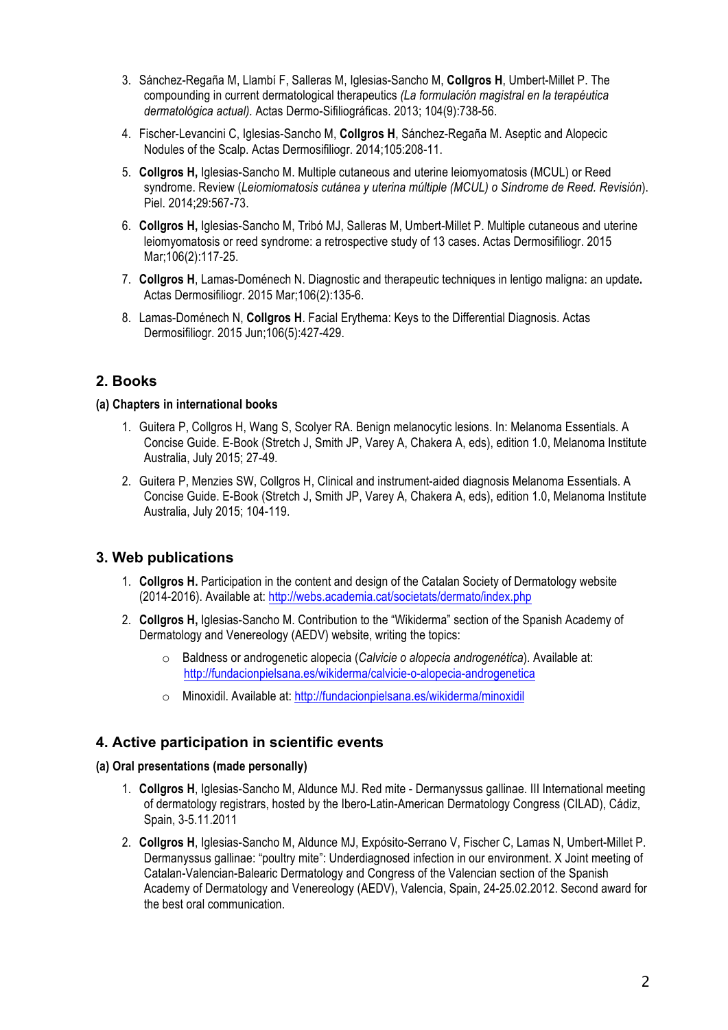3. Sánchez-Regaña M, Llambí F, Salleras M, Iglesias-Sancho M, **Collgros H**, Umbert-Millet P. The compounding in current dermatological therapeutics *(La formulación magistral en la terapéutica dermatológica actual).* Actas Dermo-Sifiliográficas. 2013; 104(9):738-56.

4. Fischer-Levancini C, Iglesias-Sancho M, **Collgros H**, Sánchez-Regaña M. Aseptic and Alopecic Nodules of the Scalp. Actas Dermosifiliogr. 2014;105:208-11.

5. **Collgros H,** Iglesias-Sancho M. Multiple cutaneous and uterine leiomyomatosis (MCUL) or Reed syndrome. Review (*Leiomiomatosis cutánea y uterina múltiple (MCUL) o Síndrome de Reed. Revisión*). Piel. 2014;29:567-73.

6. **Collgros H,** Iglesias-Sancho M, Tribó MJ, Salleras M, Umbert-Millet P. Multiple cutaneous and uterine leiomyomatosis or reed syndrome: a retrospective study of 13 cases. Actas Dermosifiliogr. 2015 Mar;106(2):117-25.

7. **Collgros H**, Lamas-Doménech N. Diagnostic and therapeutic techniques in lentigo maligna: an update**.** Actas Dermosifiliogr. 2015 Mar;106(2):135-6.

8. Lamas-Doménech N, **Collgros H**. Facial Erythema: Keys to the Differential Diagnosis. Actas Dermosifiliogr. 2015 Jun;106(5):427-429.

## 2. Books

#### (a) Chapters in international books

1. Guitera P, Collgros H, Wang S, Scolyer RA. Benign melanocytic lesions. In: Melanoma Essentials. A Concise Guide. E-Book (Stretch J, Smith JP, Varey A, Chakera A, eds), edition 1.0, Melanoma Institute Australia, July 2015; 27-49.

2. Guitera P, Menzies SW, Collgros H, Clinical and instrument-aided diagnosis Melanoma Essentials. A Concise Guide. E-Book (Stretch J, Smith JP, Varey A, Chakera A, eds), edition 1.0, Melanoma Institute Australia, July 2015; 104-119.

## 3. Web publications

1. **Collgros H.** Participation in the content and design of the Catalan Society of Dermatology website (2014-2016). Available at: http://webs.academia.cat/societats/dermato/index.php

2. **Collgros H,** Iglesias-Sancho M. Contribution to the "Wikiderma" section of the Spanish Academy of Dermatology and Venereology (AEDV) website, writing the topics:
   - Baldness or androgenetic alopecia (*Calvicie o alopecia androgenética*). Available at: http://fundacionpielsana.es/wikiderma/calvicie-o-alopecia-androgenetica
   - Minoxidil. Available at: http://fundacionpielsana.es/wikiderma/minoxidil

## 4. Active participation in scientific events

#### (a) Oral presentations (made personally)

1. **Collgros H**, Iglesias-Sancho M, Aldunce MJ. Red mite - Dermanyssus gallinae. III International meeting of dermatology registrars, hosted by the Ibero-Latin-American Dermatology Congress (CILAD), Cádiz, Spain, 3-5.11.2011

2. **Collgros H**, Iglesias-Sancho M, Aldunce MJ, Expósito-Serrano V, Fischer C, Lamas N, Umbert-Millet P. Dermanyssus gallinae: "poultry mite": Underdiagnosed infection in our environment. X Joint meeting of Catalan-Valencian-Balearic Dermatology and Congress of the Valencian section of the Spanish Academy of Dermatology and Venereology (AEDV), Valencia, Spain, 24-25.02.2012. Second award for the best oral communication.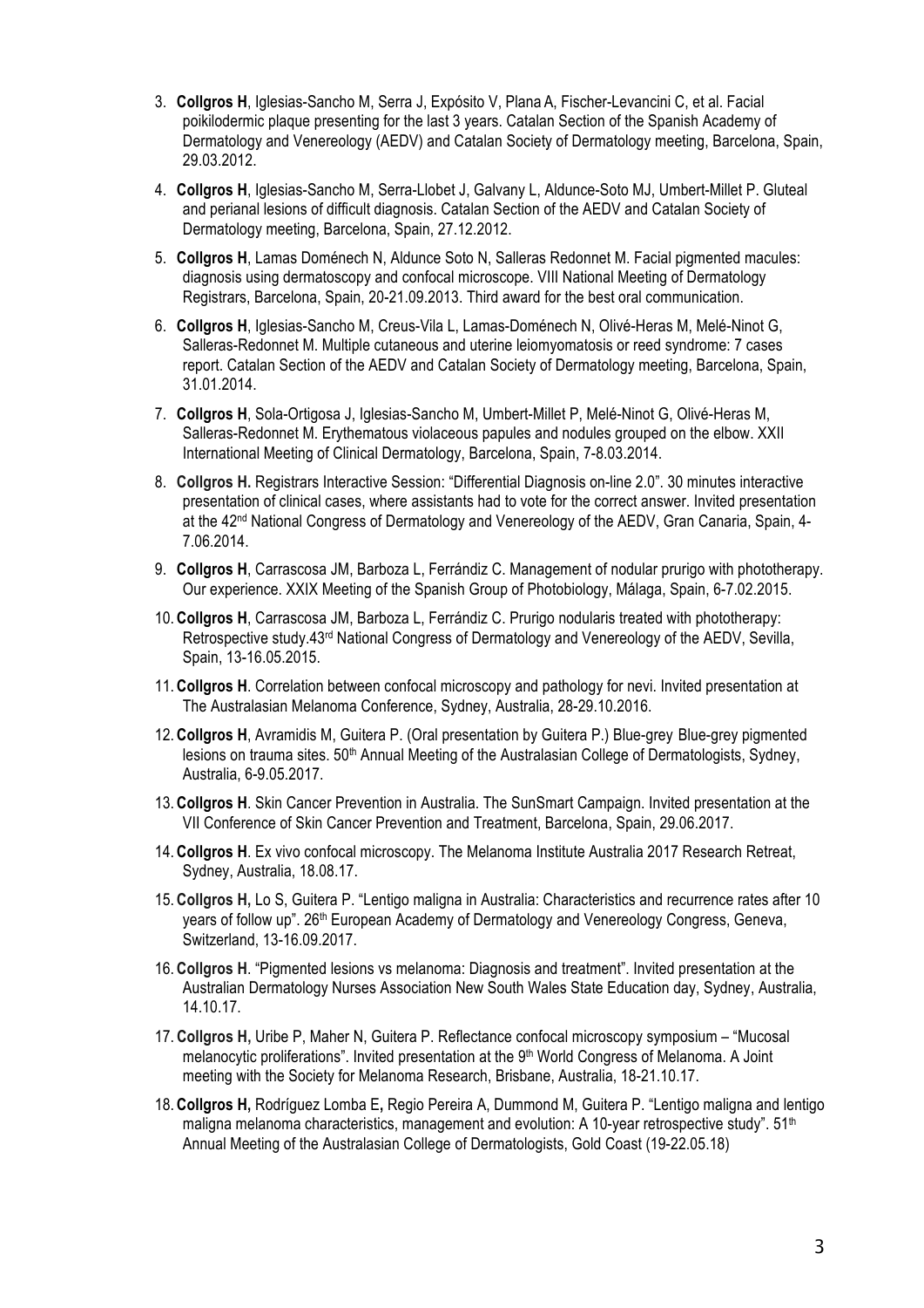3. **Collgros H**, Iglesias-Sancho M, Serra J, Expósito V, Plana A, Fischer-Levancini C, et al. Facial poikilodermic plaque presenting for the last 3 years. Catalan Section of the Spanish Academy of Dermatology and Venereology (AEDV) and Catalan Society of Dermatology meeting, Barcelona, Spain, 29.03.2012.
4. **Collgros H**, Iglesias-Sancho M, Serra-Llobet J, Galvany L, Aldunce-Soto MJ, Umbert-Millet P. Gluteal and perianal lesions of difficult diagnosis. Catalan Section of the AEDV and Catalan Society of Dermatology meeting, Barcelona, Spain, 27.12.2012.
5. **Collgros H**, Lamas Doménech N, Aldunce Soto N, Salleras Redonnet M. Facial pigmented macules: diagnosis using dermatoscopy and confocal microscope. VIII National Meeting of Dermatology Registrars, Barcelona, Spain, 20-21.09.2013. Third award for the best oral communication.
6. **Collgros H**, Iglesias-Sancho M, Creus-Vila L, Lamas-Doménech N, Olivé-Heras M, Melé-Ninot G, Salleras-Redonnet M. Multiple cutaneous and uterine leiomyomatosis or reed syndrome: 7 cases report. Catalan Section of the AEDV and Catalan Society of Dermatology meeting, Barcelona, Spain, 31.01.2014.
7. **Collgros H**, Sola-Ortigosa J, Iglesias-Sancho M, Umbert-Millet P, Melé-Ninot G, Olivé-Heras M, Salleras-Redonnet M. Erythematous violaceous papules and nodules grouped on the elbow. XXII International Meeting of Clinical Dermatology, Barcelona, Spain, 7-8.03.2014.
8. **Collgros H.** Registrars Interactive Session: "Differential Diagnosis on-line 2.0". 30 minutes interactive presentation of clinical cases, where assistants had to vote for the correct answer. Invited presentation at the 42nd National Congress of Dermatology and Venereology of the AEDV, Gran Canaria, Spain, 4-7.06.2014.
9. **Collgros H**, Carrascosa JM, Barboza L, Ferrándiz C. Management of nodular prurigo with phototherapy. Our experience. XXIX Meeting of the Spanish Group of Photobiology, Málaga, Spain, 6-7.02.2015.
10. **Collgros H**, Carrascosa JM, Barboza L, Ferrándiz C. Prurigo nodularis treated with phototherapy: Retrospective study.43rd National Congress of Dermatology and Venereology of the AEDV, Sevilla, Spain, 13-16.05.2015.
11. **Collgros H**. Correlation between confocal microscopy and pathology for nevi. Invited presentation at The Australasian Melanoma Conference, Sydney, Australia, 28-29.10.2016.
12. **Collgros H**, Avramidis M, Guitera P. (Oral presentation by Guitera P.) Blue-grey Blue-grey pigmented lesions on trauma sites. 50th Annual Meeting of the Australasian College of Dermatologists, Sydney, Australia, 6-9.05.2017.
13. **Collgros H**. Skin Cancer Prevention in Australia. The SunSmart Campaign. Invited presentation at the VII Conference of Skin Cancer Prevention and Treatment, Barcelona, Spain, 29.06.2017.
14. **Collgros H**. Ex vivo confocal microscopy. The Melanoma Institute Australia 2017 Research Retreat, Sydney, Australia, 18.08.17.
15. **Collgros H,** Lo S, Guitera P. "Lentigo maligna in Australia: Characteristics and recurrence rates after 10 years of follow up". 26th European Academy of Dermatology and Venereology Congress, Geneva, Switzerland, 13-16.09.2017.
16. **Collgros H**. "Pigmented lesions vs melanoma: Diagnosis and treatment". Invited presentation at the Australian Dermatology Nurses Association New South Wales State Education day, Sydney, Australia, 14.10.17.
17. **Collgros H,** Uribe P, Maher N, Guitera P. Reflectance confocal microscopy symposium – "Mucosal melanocytic proliferations". Invited presentation at the 9th World Congress of Melanoma. A Joint meeting with the Society for Melanoma Research, Brisbane, Australia, 18-21.10.17.
18. **Collgros H,** Rodríguez Lomba E**,** Regio Pereira A, Dummond M, Guitera P. "Lentigo maligna and lentigo maligna melanoma characteristics, management and evolution: A 10-year retrospective study". 51th Annual Meeting of the Australasian College of Dermatologists, Gold Coast (19-22.05.18)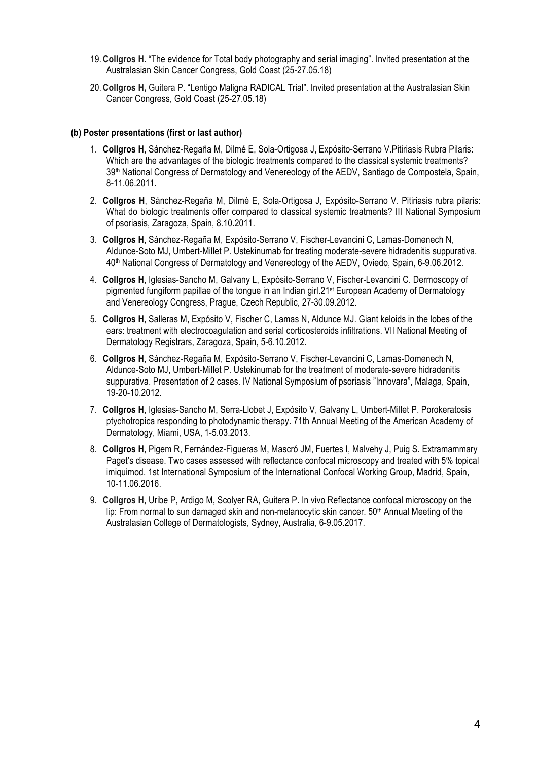19. **Collgros H**. “The evidence for Total body photography and serial imaging”. Invited presentation at the Australasian Skin Cancer Congress, Gold Coast (25-27.05.18)
20. **Collgros H,** Guitera P. “Lentigo Maligna RADICAL Trial”. Invited presentation at the Australasian Skin Cancer Congress, Gold Coast (25-27.05.18)

**(b) Poster presentations (first or last author)**

1. **Collgros H**, Sánchez-Regaña M, Dilmé E, Sola-Ortigosa J, Expósito-Serrano V.Pitiriasis Rubra Pilaris: Which are the advantages of the biologic treatments compared to the classical systemic treatments? 39th National Congress of Dermatology and Venereology of the AEDV, Santiago de Compostela, Spain, 8-11.06.2011.
2. **Collgros H**, Sánchez-Regaña M, Dilmé E, Sola-Ortigosa J, Expósito-Serrano V. Pitiriasis rubra pilaris: What do biologic treatments offer compared to classical systemic treatments? III National Symposium of psoriasis, Zaragoza, Spain, 8.10.2011.
3. **Collgros H**, Sánchez-Regaña M, Expósito-Serrano V, Fischer-Levancini C, Lamas-Domenech N, Aldunce-Soto MJ, Umbert-Millet P. Ustekinumab for treating moderate-severe hidradenitis suppurativa. 40th National Congress of Dermatology and Venereology of the AEDV, Oviedo, Spain, 6-9.06.2012.
4. **Collgros H**, Iglesias-Sancho M, Galvany L, Expósito-Serrano V, Fischer-Levancini C. Dermoscopy of pigmented fungiform papillae of the tongue in an Indian girl.21st European Academy of Dermatology and Venereology Congress, Prague, Czech Republic, 27-30.09.2012.
5. **Collgros H**, Salleras M, Expósito V, Fischer C, Lamas N, Aldunce MJ. Giant keloids in the lobes of the ears: treatment with electrocoagulation and serial corticosteroids infiltrations. VII National Meeting of Dermatology Registrars, Zaragoza, Spain, 5-6.10.2012.
6. **Collgros H**, Sánchez-Regaña M, Expósito-Serrano V, Fischer-Levancini C, Lamas-Domenech N, Aldunce-Soto MJ, Umbert-Millet P. Ustekinumab for the treatment of moderate-severe hidradenitis suppurativa. Presentation of 2 cases. IV National Symposium of psoriasis ”Innovara”, Malaga, Spain, 19-20-10.2012.
7. **Collgros H**, Iglesias-Sancho M, Serra-Llobet J, Expósito V, Galvany L, Umbert-Millet P. Porokeratosis ptychotropica responding to photodynamic therapy. 71th Annual Meeting of the American Academy of Dermatology, Miami, USA, 1-5.03.2013.
8. **Collgros H**, Pigem R, Fernández-Figueras M, Mascró JM, Fuertes I, Malvehy J, Puig S. Extramammary Paget’s disease. Two cases assessed with reflectance confocal microscopy and treated with 5% topical imiquimod. 1st International Symposium of the International Confocal Working Group, Madrid, Spain, 10-11.06.2016.
9. **Collgros H,** Uribe P, Ardigo M, Scolyer RA, Guitera P. In vivo Reflectance confocal microscopy on the lip: From normal to sun damaged skin and non-melanocytic skin cancer. 50th Annual Meeting of the Australasian College of Dermatologists, Sydney, Australia, 6-9.05.2017.